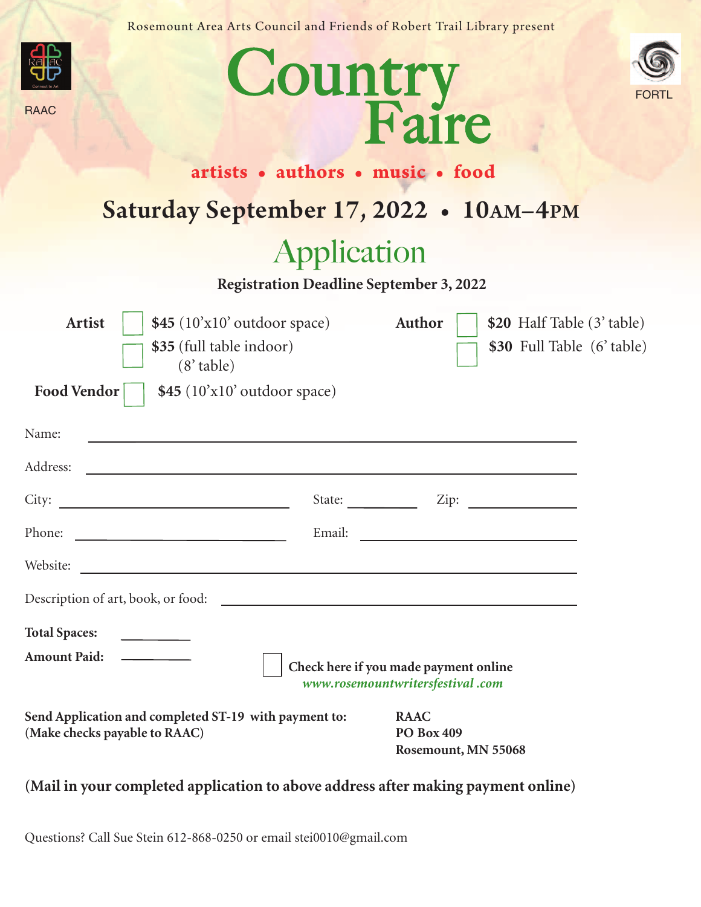Rosemount Area Arts Council and Friends of Robert Trail Library present

RAAC

FORTL

# Country Faire

**artists • authors • music • food**

## Saturday September 17, 2022 • 10AM–4PM

## Application

**Registration Deadline September 3, 2022**

**Artist**
- ☐ **$45** (10'x10' outdoor space)
- ☐ **$35** (full table indoor) (8' table)

**Author**
- ☐ **$20** Half Table (3' table)
- ☐ **$30** Full Table (6' table)

**Food Vendor**
- ☐ **$45** (10'x10' outdoor space)

Name: ____________________

Address: ____________________

City: ____________________ State: ________ Zip: ________

Phone: ____________________ Email: ____________________

Website: ____________________

Description of art, book, or food: ____________________

**Total Spaces:** ________

**Amount Paid:** ________

☐ **Check here if you made payment online**
***www.rosemountwritersfestival .com***

**Send Application and completed ST-19 with payment to:**
**(Make checks payable to RAAC)**

**RAAC**
**PO Box 409**
**Rosemount, MN 55068**

**(Mail in your completed application to above address after making payment online)**

Questions? Call Sue Stein 612-868-0250 or email stei0010@gmail.com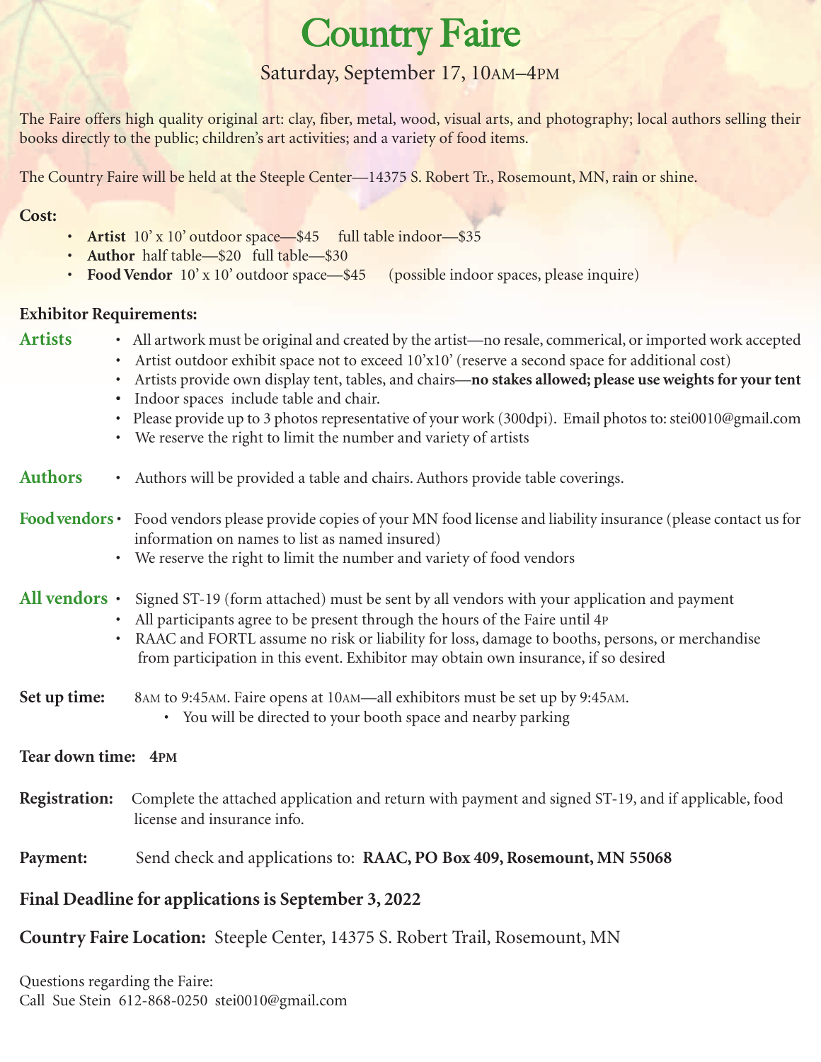# Country Faire

Saturday, September 17, 10AM–4PM

The Faire offers high quality original art: clay, fiber, metal, wood, visual arts, and photography; local authors selling their books directly to the public; children's art activities; and a variety of food items.

The Country Faire will be held at the Steeple Center—14375 S. Robert Tr., Rosemount, MN, rain or shine.

**Cost:**

- **Artist** 10' x 10' outdoor space—$45 full table indoor—$35
- **Author** half table—$20 full table—$30
- **Food Vendor** 10' x 10' outdoor space—$45 (possible indoor spaces, please inquire)

**Exhibitor Requirements:**

**Artists**

- All artwork must be original and created by the artist—no resale, commerical, or imported work accepted
- Artist outdoor exhibit space not to exceed 10'x10' (reserve a second space for additional cost)
- Artists provide own display tent, tables, and chairs—**no stakes allowed; please use weights for your tent**
- Indoor spaces include table and chair.
- Please provide up to 3 photos representative of your work (300dpi). Email photos to: stei0010@gmail.com
- We reserve the right to limit the number and variety of artists

**Authors**

- Authors will be provided a table and chairs. Authors provide table coverings.

**Food vendors**

- Food vendors please provide copies of your MN food license and liability insurance (please contact us for information on names to list as named insured)
- We reserve the right to limit the number and variety of food vendors

**All vendors**

- Signed ST-19 (form attached) must be sent by all vendors with your application and payment
- All participants agree to be present through the hours of the Faire until 4P
- RAAC and FORTL assume no risk or liability for loss, damage to booths, persons, or merchandise from participation in this event. Exhibitor may obtain own insurance, if so desired

**Set up time:** 8AM to 9:45AM. Faire opens at 10AM—all exhibitors must be set up by 9:45AM.

- You will be directed to your booth space and nearby parking

**Tear down time: 4PM**

**Registration:** Complete the attached application and return with payment and signed ST-19, and if applicable, food license and insurance info.

**Payment:** Send check and applications to: **RAAC, PO Box 409, Rosemount, MN 55068**

**Final Deadline for applications is September 3, 2022**

**Country Faire Location:** Steeple Center, 14375 S. Robert Trail, Rosemount, MN

Questions regarding the Faire:
Call Sue Stein 612-868-0250 stei0010@gmail.com